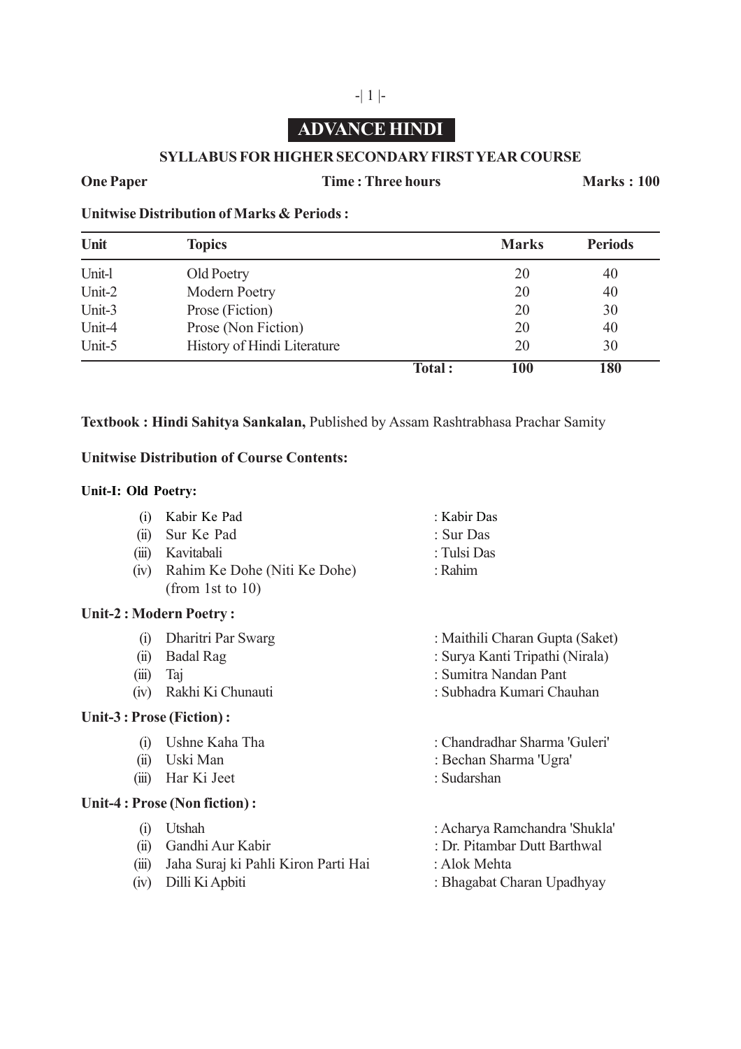# ADVANCE HINDI

## SYLLABUS FOR HIGHER SECONDARY FIRST YEAR COURSE

**One Paper** **Time : Three hours** **Marks : 100**

**Unitwise Distribution of Marks & Periods :**

| Unit | Topics | Marks | Periods |
|---|---|---|---|
| Unit-l | Old Poetry | 20 | 40 |
| Unit-2 | Modern Poetry | 20 | 40 |
| Unit-3 | Prose (Fiction) | 20 | 30 |
| Unit-4 | Prose (Non Fiction) | 20 | 40 |
| Unit-5 | History of Hindi Literature | 20 | 30 |
| | **Total :** | **100** | **180** |

**Textbook : Hindi Sahitya Sankalan,** Published by Assam Rashtrabhasa Prachar Samity

**Unitwise Distribution of Course Contents:**

**Unit-I: Old Poetry:**

(i) Kabir Ke Pad : Kabir Das
(ii) Sur Ke Pad : Sur Das
(iii) Kavitabali : Tulsi Das
(iv) Rahim Ke Dohe (Niti Ke Dohe) (from 1st to 10) : Rahim

**Unit-2 : Modern Poetry :**

(i) Dharitri Par Swarg : Maithili Charan Gupta (Saket)
(ii) Badal Rag : Surya Kanti Tripathi (Nirala)
(iii) Taj : Sumitra Nandan Pant
(iv) Rakhi Ki Chunauti : Subhadra Kumari Chauhan

**Unit-3 : Prose (Fiction) :**

(i) Ushne Kaha Tha : Chandradhar Sharma 'Guleri'
(ii) Uski Man : Bechan Sharma 'Ugra'
(iii) Har Ki Jeet : Sudarshan

**Unit-4 : Prose (Non fiction) :**

(i) Utshah : Acharya Ramchandra 'Shukla'
(ii) Gandhi Aur Kabir : Dr. Pitambar Dutt Barthwal
(iii) Jaha Suraj ki Pahli Kiron Parti Hai : Alok Mehta
(iv) Dilli Ki Apbiti : Bhagabat Charan Upadhyay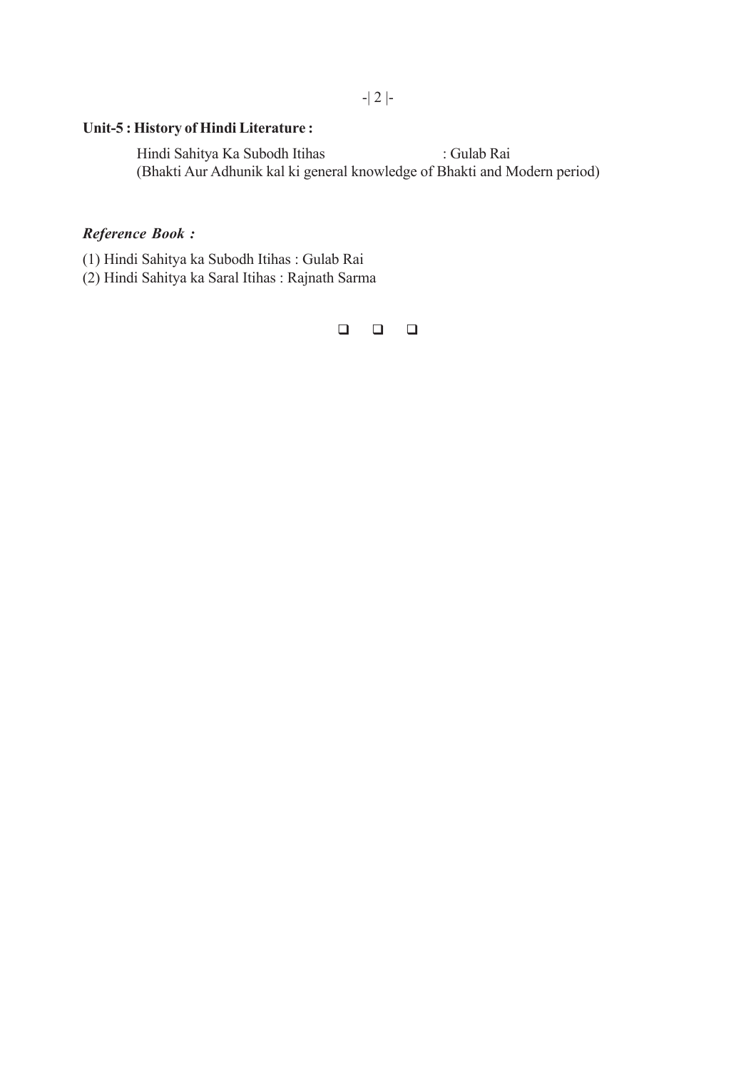**Unit-5 : History of Hindi Literature :**

Hindi Sahitya Ka Subodh Itihas : Gulab Rai
(Bhakti Aur Adhunik kal ki general knowledge of Bhakti and Modern period)

***Reference Book :***

(1) Hindi Sahitya ka Subodh Itihas : Gulab Rai
(2) Hindi Sahitya ka Saral Itihas : Rajnath Sarma

❑ ❑ ❑